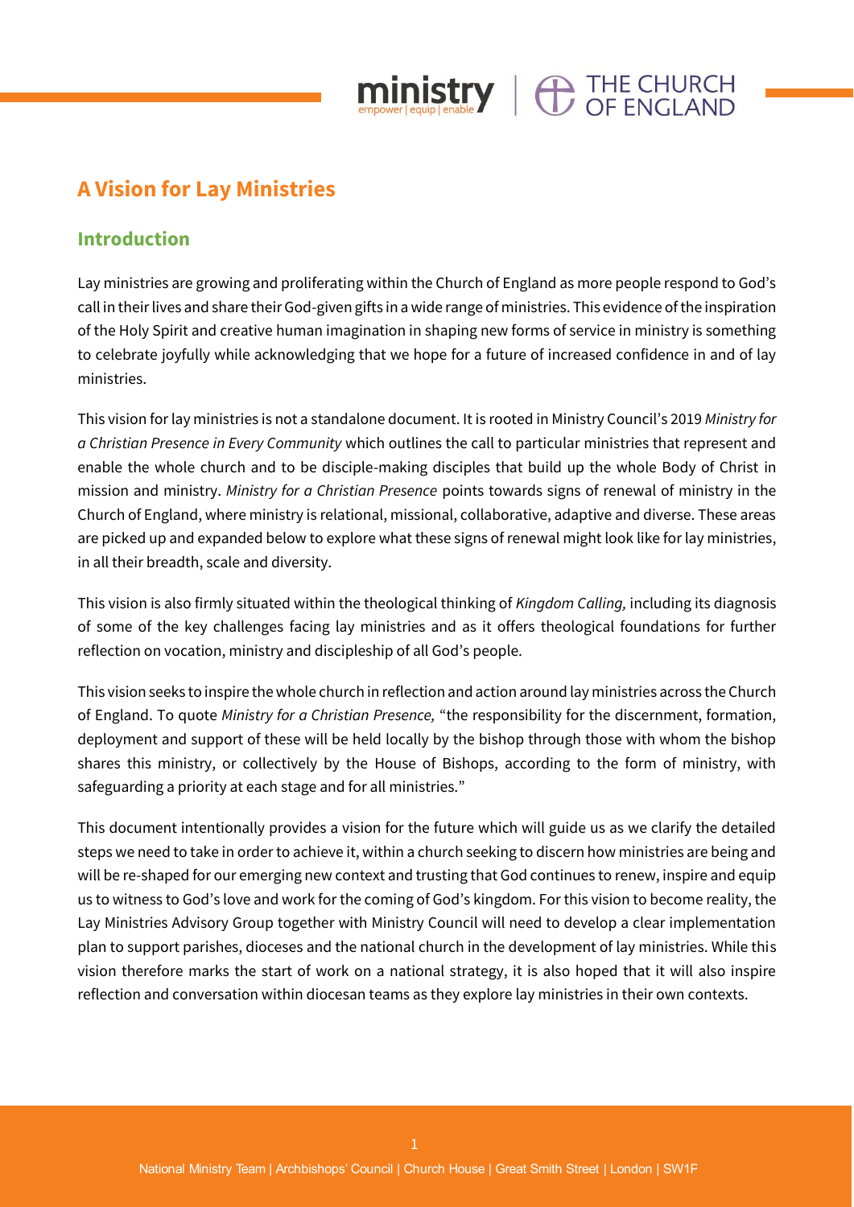# A Vision for Lay Ministries

## Introduction

Lay ministries are growing and proliferating within the Church of England as more people respond to God's call in their lives and share their God-given gifts in a wide range of ministries. This evidence of the inspiration of the Holy Spirit and creative human imagination in shaping new forms of service in ministry is something to celebrate joyfully while acknowledging that we hope for a future of increased confidence in and of lay ministries.

This vision for lay ministries is not a standalone document. It is rooted in Ministry Council's 2019 *Ministry for a Christian Presence in Every Community* which outlines the call to particular ministries that represent and enable the whole church and to be disciple-making disciples that build up the whole Body of Christ in mission and ministry. *Ministry for a Christian Presence* points towards signs of renewal of ministry in the Church of England, where ministry is relational, missional, collaborative, adaptive and diverse. These areas are picked up and expanded below to explore what these signs of renewal might look like for lay ministries, in all their breadth, scale and diversity.

This vision is also firmly situated within the theological thinking of *Kingdom Calling,* including its diagnosis of some of the key challenges facing lay ministries and as it offers theological foundations for further reflection on vocation, ministry and discipleship of all God's people.

This vision seeks to inspire the whole church in reflection and action around lay ministries across the Church of England. To quote *Ministry for a Christian Presence,* "the responsibility for the discernment, formation, deployment and support of these will be held locally by the bishop through those with whom the bishop shares this ministry, or collectively by the House of Bishops, according to the form of ministry, with safeguarding a priority at each stage and for all ministries."

This document intentionally provides a vision for the future which will guide us as we clarify the detailed steps we need to take in order to achieve it, within a church seeking to discern how ministries are being and will be re-shaped for our emerging new context and trusting that God continues to renew, inspire and equip us to witness to God's love and work for the coming of God's kingdom. For this vision to become reality, the Lay Ministries Advisory Group together with Ministry Council will need to develop a clear implementation plan to support parishes, dioceses and the national church in the development of lay ministries. While this vision therefore marks the start of work on a national strategy, it is also hoped that it will also inspire reflection and conversation within diocesan teams as they explore lay ministries in their own contexts.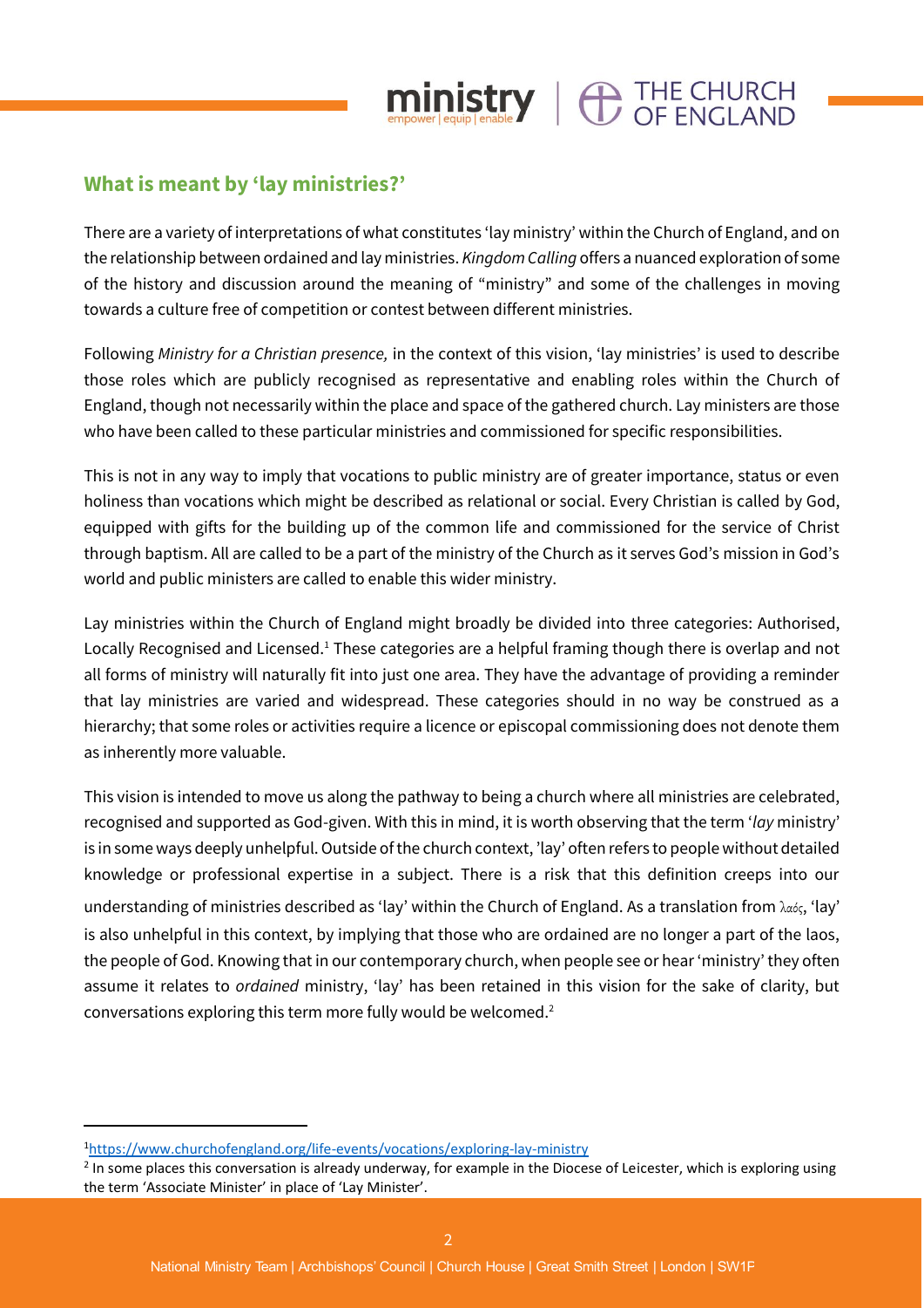## What is meant by 'lay ministries?'

There are a variety of interpretations of what constitutes 'lay ministry' within the Church of England, and on the relationship between ordained and lay ministries. *Kingdom Calling* offers a nuanced exploration of some of the history and discussion around the meaning of "ministry" and some of the challenges in moving towards a culture free of competition or contest between different ministries.

Following *Ministry for a Christian presence,* in the context of this vision, 'lay ministries' is used to describe those roles which are publicly recognised as representative and enabling roles within the Church of England, though not necessarily within the place and space of the gathered church. Lay ministers are those who have been called to these particular ministries and commissioned for specific responsibilities.

This is not in any way to imply that vocations to public ministry are of greater importance, status or even holiness than vocations which might be described as relational or social. Every Christian is called by God, equipped with gifts for the building up of the common life and commissioned for the service of Christ through baptism. All are called to be a part of the ministry of the Church as it serves God's mission in God's world and public ministers are called to enable this wider ministry.

Lay ministries within the Church of England might broadly be divided into three categories: Authorised, Locally Recognised and Licensed.[1] These categories are a helpful framing though there is overlap and not all forms of ministry will naturally fit into just one area. They have the advantage of providing a reminder that lay ministries are varied and widespread. These categories should in no way be construed as a hierarchy; that some roles or activities require a licence or episcopal commissioning does not denote them as inherently more valuable.

This vision is intended to move us along the pathway to being a church where all ministries are celebrated, recognised and supported as God-given. With this in mind, it is worth observing that the term '*lay* ministry' is in some ways deeply unhelpful. Outside of the church context, 'lay' often refers to people without detailed knowledge or professional expertise in a subject. There is a risk that this definition creeps into our understanding of ministries described as 'lay' within the Church of England. As a translation from λαός, 'lay' is also unhelpful in this context, by implying that those who are ordained are no longer a part of the laos, the people of God. Knowing that in our contemporary church, when people see or hear 'ministry' they often assume it relates to *ordained* ministry, 'lay' has been retained in this vision for the sake of clarity, but conversations exploring this term more fully would be welcomed.[2]

---

[1] https://www.churchofengland.org/life-events/vocations/exploring-lay-ministry

[2] In some places this conversation is already underway, for example in the Diocese of Leicester, which is exploring using the term 'Associate Minister' in place of 'Lay Minister'.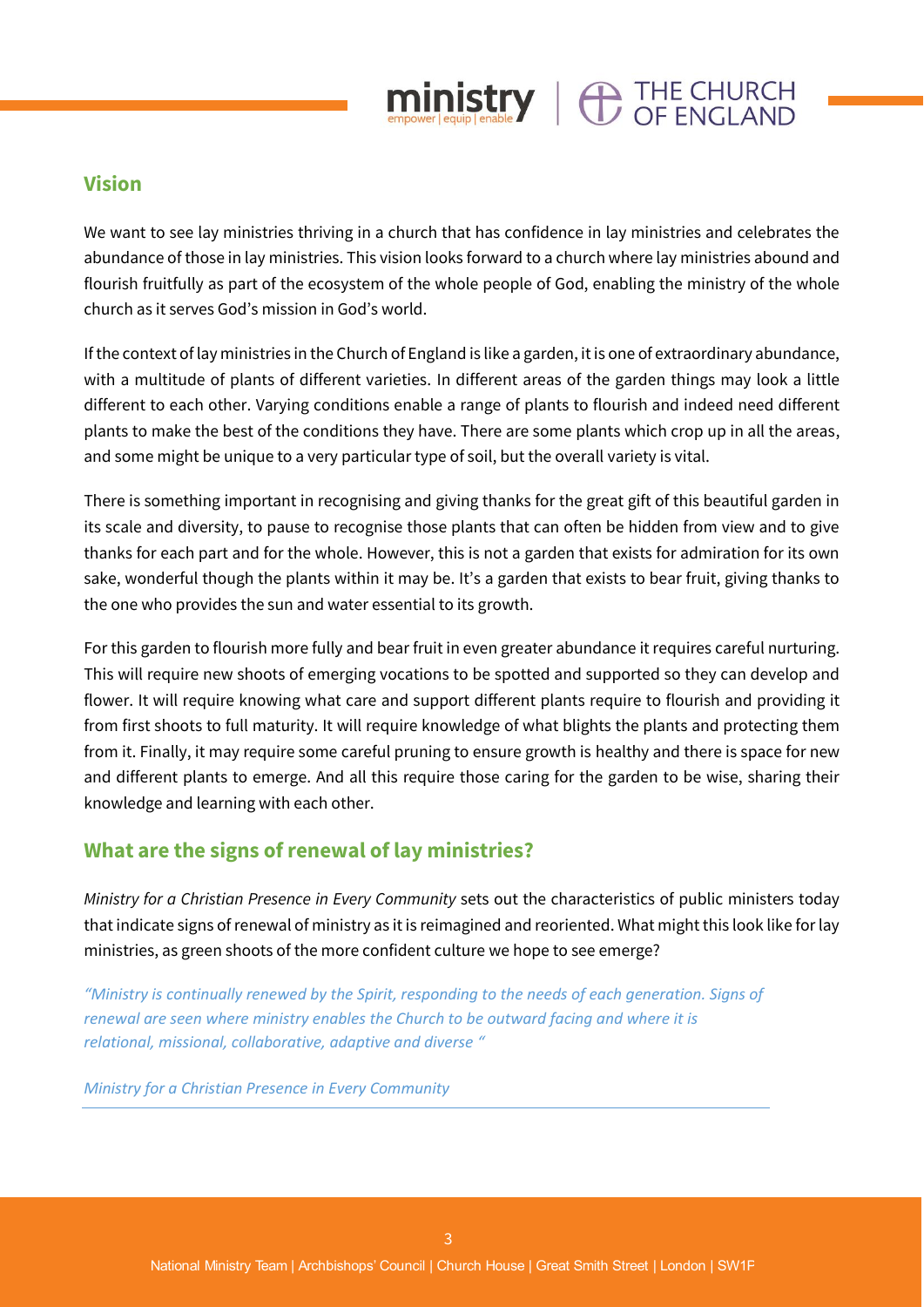## Vision

We want to see lay ministries thriving in a church that has confidence in lay ministries and celebrates the abundance of those in lay ministries. This vision looks forward to a church where lay ministries abound and flourish fruitfully as part of the ecosystem of the whole people of God, enabling the ministry of the whole church as it serves God's mission in God's world.

If the context of lay ministries in the Church of England is like a garden, it is one of extraordinary abundance, with a multitude of plants of different varieties. In different areas of the garden things may look a little different to each other. Varying conditions enable a range of plants to flourish and indeed need different plants to make the best of the conditions they have. There are some plants which crop up in all the areas, and some might be unique to a very particular type of soil, but the overall variety is vital.

There is something important in recognising and giving thanks for the great gift of this beautiful garden in its scale and diversity, to pause to recognise those plants that can often be hidden from view and to give thanks for each part and for the whole. However, this is not a garden that exists for admiration for its own sake, wonderful though the plants within it may be. It's a garden that exists to bear fruit, giving thanks to the one who provides the sun and water essential to its growth.

For this garden to flourish more fully and bear fruit in even greater abundance it requires careful nurturing. This will require new shoots of emerging vocations to be spotted and supported so they can develop and flower. It will require knowing what care and support different plants require to flourish and providing it from first shoots to full maturity. It will require knowledge of what blights the plants and protecting them from it. Finally, it may require some careful pruning to ensure growth is healthy and there is space for new and different plants to emerge. And all this require those caring for the garden to be wise, sharing their knowledge and learning with each other.

## What are the signs of renewal of lay ministries?

*Ministry for a Christian Presence in Every Community* sets out the characteristics of public ministers today that indicate signs of renewal of ministry as it is reimagined and reoriented. What might this look like for lay ministries, as green shoots of the more confident culture we hope to see emerge?

> *"Ministry is continually renewed by the Spirit, responding to the needs of each generation. Signs of renewal are seen where ministry enables the Church to be outward facing and where it is relational, missional, collaborative, adaptive and diverse "*
>
> *Ministry for a Christian Presence in Every Community*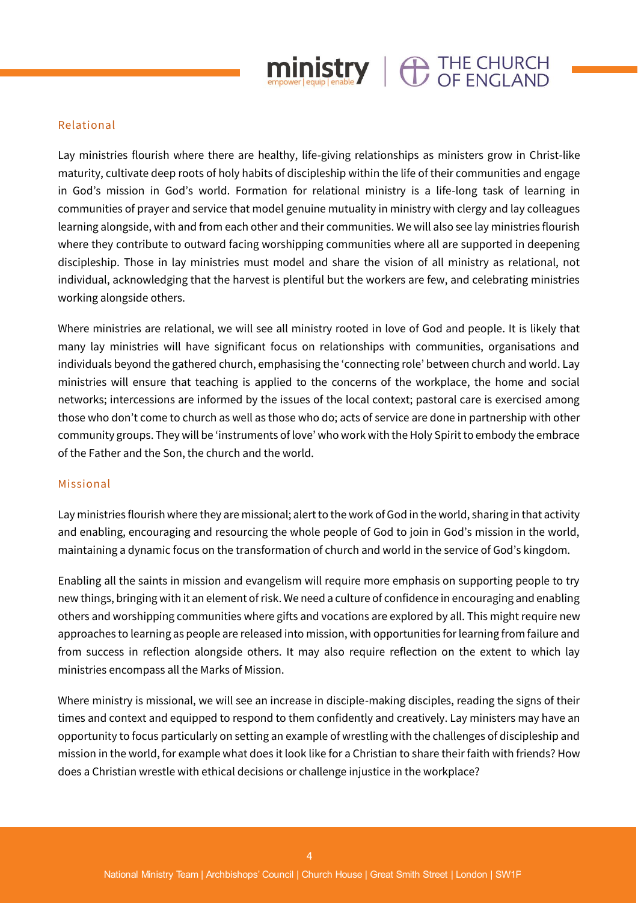## Relational

Lay ministries flourish where there are healthy, life-giving relationships as ministers grow in Christ-like maturity, cultivate deep roots of holy habits of discipleship within the life of their communities and engage in God's mission in God's world. Formation for relational ministry is a life-long task of learning in communities of prayer and service that model genuine mutuality in ministry with clergy and lay colleagues learning alongside, with and from each other and their communities. We will also see lay ministries flourish where they contribute to outward facing worshipping communities where all are supported in deepening discipleship. Those in lay ministries must model and share the vision of all ministry as relational, not individual, acknowledging that the harvest is plentiful but the workers are few, and celebrating ministries working alongside others.

Where ministries are relational, we will see all ministry rooted in love of God and people. It is likely that many lay ministries will have significant focus on relationships with communities, organisations and individuals beyond the gathered church, emphasising the 'connecting role' between church and world. Lay ministries will ensure that teaching is applied to the concerns of the workplace, the home and social networks; intercessions are informed by the issues of the local context; pastoral care is exercised among those who don't come to church as well as those who do; acts of service are done in partnership with other community groups. They will be 'instruments of love' who work with the Holy Spirit to embody the embrace of the Father and the Son, the church and the world.

## Missional

Lay ministries flourish where they are missional; alert to the work of God in the world, sharing in that activity and enabling, encouraging and resourcing the whole people of God to join in God's mission in the world, maintaining a dynamic focus on the transformation of church and world in the service of God's kingdom.

Enabling all the saints in mission and evangelism will require more emphasis on supporting people to try new things, bringing with it an element of risk. We need a culture of confidence in encouraging and enabling others and worshipping communities where gifts and vocations are explored by all. This might require new approaches to learning as people are released into mission, with opportunities for learning from failure and from success in reflection alongside others. It may also require reflection on the extent to which lay ministries encompass all the Marks of Mission.

Where ministry is missional, we will see an increase in disciple-making disciples, reading the signs of their times and context and equipped to respond to them confidently and creatively. Lay ministers may have an opportunity to focus particularly on setting an example of wrestling with the challenges of discipleship and mission in the world, for example what does it look like for a Christian to share their faith with friends? How does a Christian wrestle with ethical decisions or challenge injustice in the workplace?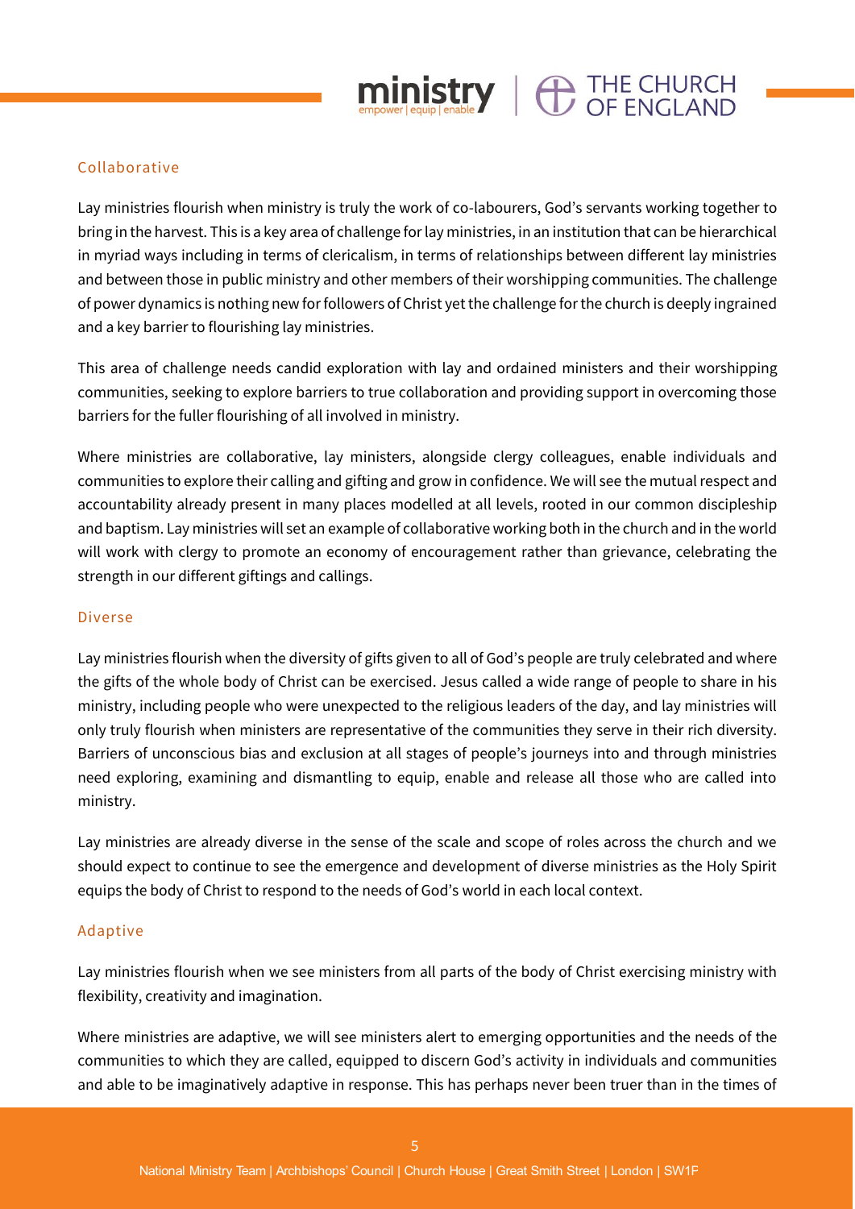### Collaborative

Lay ministries flourish when ministry is truly the work of co-labourers, God's servants working together to bring in the harvest. This is a key area of challenge for lay ministries, in an institution that can be hierarchical in myriad ways including in terms of clericalism, in terms of relationships between different lay ministries and between those in public ministry and other members of their worshipping communities. The challenge of power dynamics is nothing new for followers of Christ yet the challenge for the church is deeply ingrained and a key barrier to flourishing lay ministries.

This area of challenge needs candid exploration with lay and ordained ministers and their worshipping communities, seeking to explore barriers to true collaboration and providing support in overcoming those barriers for the fuller flourishing of all involved in ministry.

Where ministries are collaborative, lay ministers, alongside clergy colleagues, enable individuals and communities to explore their calling and gifting and grow in confidence. We will see the mutual respect and accountability already present in many places modelled at all levels, rooted in our common discipleship and baptism. Lay ministries will set an example of collaborative working both in the church and in the world will work with clergy to promote an economy of encouragement rather than grievance, celebrating the strength in our different giftings and callings.

### Diverse

Lay ministries flourish when the diversity of gifts given to all of God's people are truly celebrated and where the gifts of the whole body of Christ can be exercised. Jesus called a wide range of people to share in his ministry, including people who were unexpected to the religious leaders of the day, and lay ministries will only truly flourish when ministers are representative of the communities they serve in their rich diversity. Barriers of unconscious bias and exclusion at all stages of people's journeys into and through ministries need exploring, examining and dismantling to equip, enable and release all those who are called into ministry.

Lay ministries are already diverse in the sense of the scale and scope of roles across the church and we should expect to continue to see the emergence and development of diverse ministries as the Holy Spirit equips the body of Christ to respond to the needs of God's world in each local context.

### Adaptive

Lay ministries flourish when we see ministers from all parts of the body of Christ exercising ministry with flexibility, creativity and imagination.

Where ministries are adaptive, we will see ministers alert to emerging opportunities and the needs of the communities to which they are called, equipped to discern God's activity in individuals and communities and able to be imaginatively adaptive in response. This has perhaps never been truer than in the times of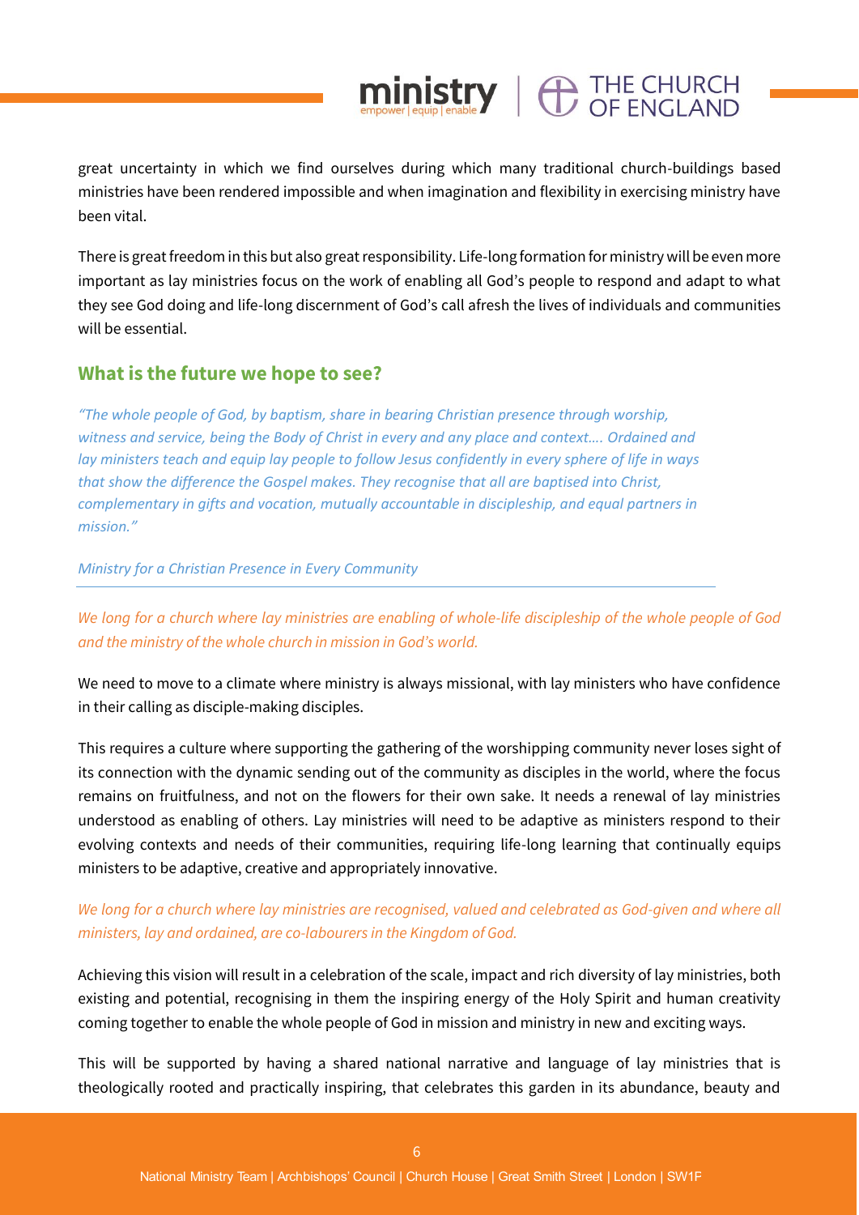great uncertainty in which we find ourselves during which many traditional church-buildings based ministries have been rendered impossible and when imagination and flexibility in exercising ministry have been vital.

There is great freedom in this but also great responsibility. Life-long formation for ministry will be even more important as lay ministries focus on the work of enabling all God's people to respond and adapt to what they see God doing and life-long discernment of God's call afresh the lives of individuals and communities will be essential.

## What is the future we hope to see?

*"The whole people of God, by baptism, share in bearing Christian presence through worship, witness and service, being the Body of Christ in every and any place and context…. Ordained and lay ministers teach and equip lay people to follow Jesus confidently in every sphere of life in ways that show the difference the Gospel makes. They recognise that all are baptised into Christ, complementary in gifts and vocation, mutually accountable in discipleship, and equal partners in mission."*

*Ministry for a Christian Presence in Every Community*

*We long for a church where lay ministries are enabling of whole-life discipleship of the whole people of God and the ministry of the whole church in mission in God's world.*

We need to move to a climate where ministry is always missional, with lay ministers who have confidence in their calling as disciple-making disciples.

This requires a culture where supporting the gathering of the worshipping community never loses sight of its connection with the dynamic sending out of the community as disciples in the world, where the focus remains on fruitfulness, and not on the flowers for their own sake. It needs a renewal of lay ministries understood as enabling of others. Lay ministries will need to be adaptive as ministers respond to their evolving contexts and needs of their communities, requiring life-long learning that continually equips ministers to be adaptive, creative and appropriately innovative.

*We long for a church where lay ministries are recognised, valued and celebrated as God-given and where all ministers, lay and ordained, are co-labourers in the Kingdom of God.*

Achieving this vision will result in a celebration of the scale, impact and rich diversity of lay ministries, both existing and potential, recognising in them the inspiring energy of the Holy Spirit and human creativity coming together to enable the whole people of God in mission and ministry in new and exciting ways.

This will be supported by having a shared national narrative and language of lay ministries that is theologically rooted and practically inspiring, that celebrates this garden in its abundance, beauty and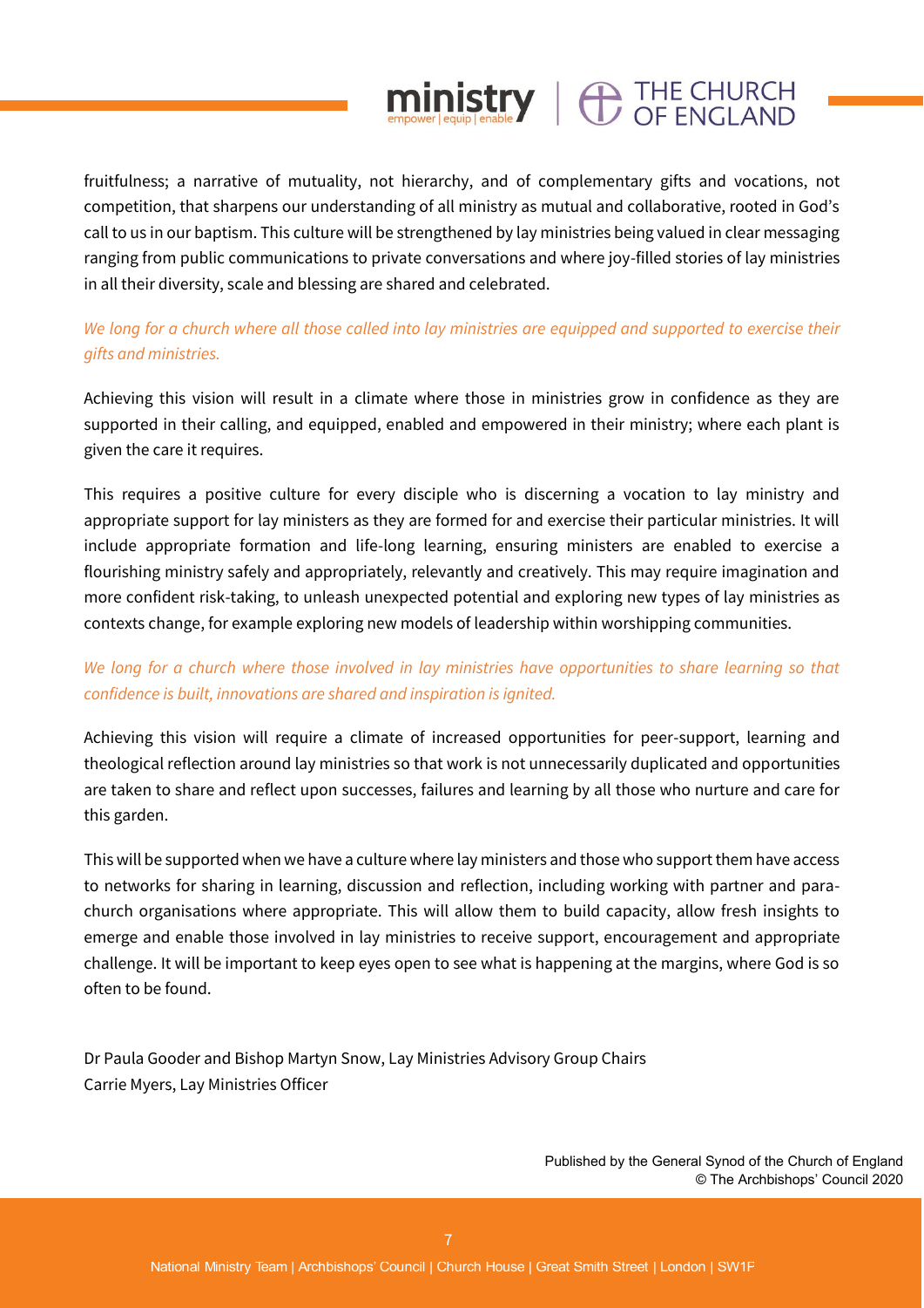fruitfulness; a narrative of mutuality, not hierarchy, and of complementary gifts and vocations, not competition, that sharpens our understanding of all ministry as mutual and collaborative, rooted in God's call to us in our baptism. This culture will be strengthened by lay ministries being valued in clear messaging ranging from public communications to private conversations and where joy-filled stories of lay ministries in all their diversity, scale and blessing are shared and celebrated.

*We long for a church where all those called into lay ministries are equipped and supported to exercise their gifts and ministries.*

Achieving this vision will result in a climate where those in ministries grow in confidence as they are supported in their calling, and equipped, enabled and empowered in their ministry; where each plant is given the care it requires.

This requires a positive culture for every disciple who is discerning a vocation to lay ministry and appropriate support for lay ministers as they are formed for and exercise their particular ministries. It will include appropriate formation and life-long learning, ensuring ministers are enabled to exercise a flourishing ministry safely and appropriately, relevantly and creatively. This may require imagination and more confident risk-taking, to unleash unexpected potential and exploring new types of lay ministries as contexts change, for example exploring new models of leadership within worshipping communities.

*We long for a church where those involved in lay ministries have opportunities to share learning so that confidence is built, innovations are shared and inspiration is ignited.*

Achieving this vision will require a climate of increased opportunities for peer-support, learning and theological reflection around lay ministries so that work is not unnecessarily duplicated and opportunities are taken to share and reflect upon successes, failures and learning by all those who nurture and care for this garden.

This will be supported when we have a culture where lay ministers and those who support them have access to networks for sharing in learning, discussion and reflection, including working with partner and para-church organisations where appropriate. This will allow them to build capacity, allow fresh insights to emerge and enable those involved in lay ministries to receive support, encouragement and appropriate challenge. It will be important to keep eyes open to see what is happening at the margins, where God is so often to be found.

Dr Paula Gooder and Bishop Martyn Snow, Lay Ministries Advisory Group Chairs
Carrie Myers, Lay Ministries Officer

Published by the General Synod of the Church of England
© The Archbishops' Council 2020